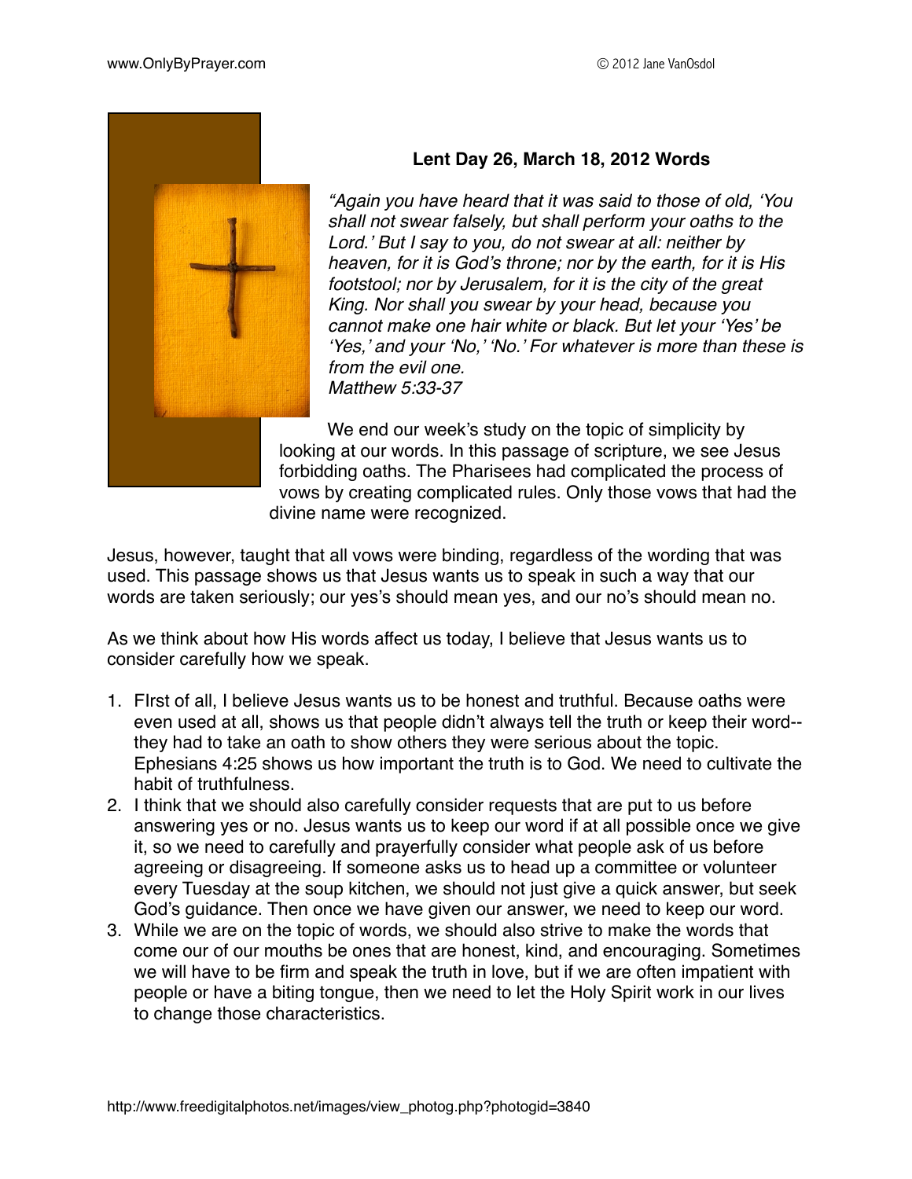### Lent Day 26, March 18, 2012 Words

*"Again you have heard that it was said to those of old, 'You shall not swear falsely, but shall perform your oaths to the Lord.' But I say to you, do not swear at all: neither by heaven, for it is God's throne; nor by the earth, for it is His footstool; nor by Jerusalem, for it is the city of the great King. Nor shall you swear by your head, because you cannot make one hair white or black. But let your 'Yes' be 'Yes,' and your 'No,' 'No.' For whatever is more than these is from the evil one.*
*Matthew 5:33-37*

We end our week's study on the topic of simplicity by looking at our words. In this passage of scripture, we see Jesus forbidding oaths. The Pharisees had complicated the process of vows by creating complicated rules. Only those vows that had the divine name were recognized.

Jesus, however, taught that all vows were binding, regardless of the wording that was used. This passage shows us that Jesus wants us to speak in such a way that our words are taken seriously; our yes's should mean yes, and our no's should mean no.

As we think about how His words affect us today, I believe that Jesus wants us to consider carefully how we speak.

1. FIrst of all, I believe Jesus wants us to be honest and truthful. Because oaths were even used at all, shows us that people didn't always tell the truth or keep their word--they had to take an oath to show others they were serious about the topic. Ephesians 4:25 shows us how important the truth is to God. We need to cultivate the habit of truthfulness.
2. I think that we should also carefully consider requests that are put to us before answering yes or no. Jesus wants us to keep our word if at all possible once we give it, so we need to carefully and prayerfully consider what people ask of us before agreeing or disagreeing. If someone asks us to head up a committee or volunteer every Tuesday at the soup kitchen, we should not just give a quick answer, but seek God's guidance. Then once we have given our answer, we need to keep our word.
3. While we are on the topic of words, we should also strive to make the words that come our of our mouths be ones that are honest, kind, and encouraging. Sometimes we will have to be firm and speak the truth in love, but if we are often impatient with people or have a biting tongue, then we need to let the Holy Spirit work in our lives to change those characteristics.

http://www.freedigitalphotos.net/images/view_photog.php?photogid=3840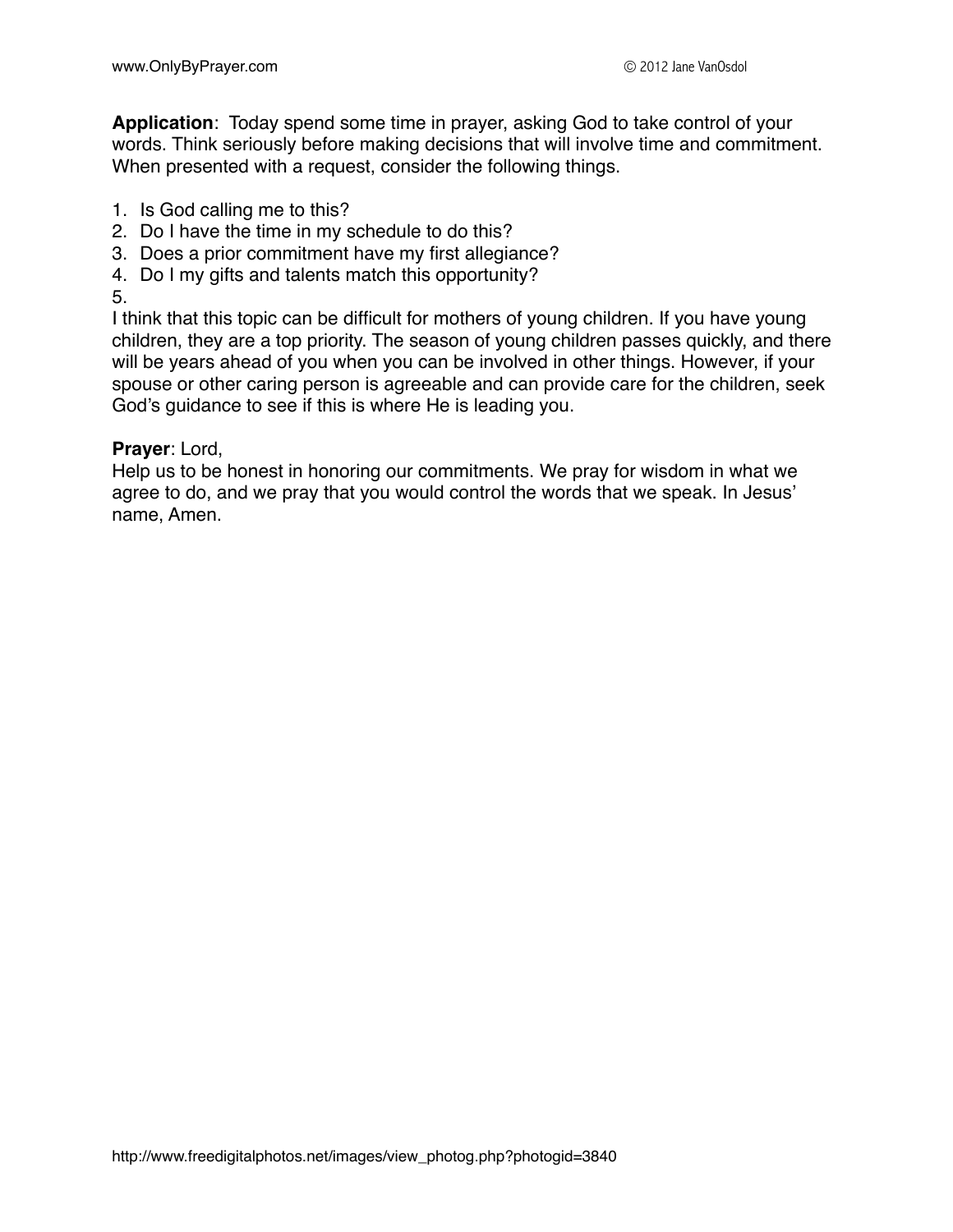**Application**: Today spend some time in prayer, asking God to take control of your words. Think seriously before making decisions that will involve time and commitment. When presented with a request, consider the following things.

1. Is God calling me to this?
2. Do I have the time in my schedule to do this?
3. Does a prior commitment have my first allegiance?
4. Do I my gifts and talents match this opportunity?
5.

I think that this topic can be difficult for mothers of young children. If you have young children, they are a top priority. The season of young children passes quickly, and there will be years ahead of you when you can be involved in other things. However, if your spouse or other caring person is agreeable and can provide care for the children, seek God's guidance to see if this is where He is leading you.

**Prayer**: Lord,
Help us to be honest in honoring our commitments. We pray for wisdom in what we agree to do, and we pray that you would control the words that we speak. In Jesus' name, Amen.

http://www.freedigitalphotos.net/images/view_photog.php?photogid=3840